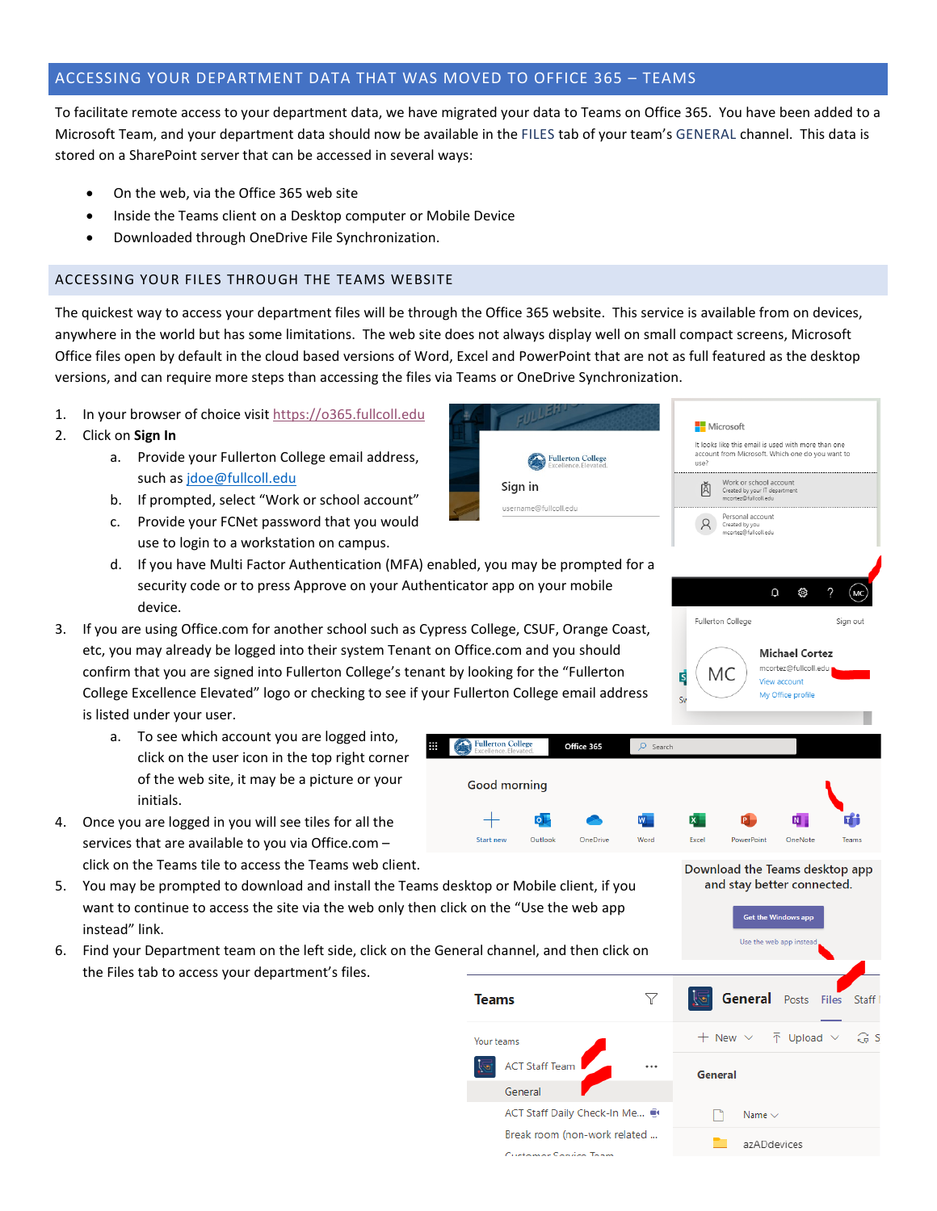## ACCESSING YOUR DEPARTMENT DATA THAT WAS MOVED TO OFFICE 365 – TEAMS

To facilitate remote access to your department data, we have migrated your data to Teams on Office 365. You have been added to a Microsoft Team, and your department data should now be available in the FILES tab of your team's GENERAL channel. This data is stored on a SharePoint server that can be accessed in several ways:

- On the web, via the Office 365 web site
- Inside the Teams client on a Desktop computer or Mobile Device
- Downloaded through OneDrive File Synchronization.

### ACCESSING YOUR FILES THROUGH THE TEAMS WEBSITE

The quickest way to access your department files will be through the Office 365 website. This service is available from on devices, anywhere in the world but has some limitations. The web site does not always display well on small compact screens, Microsoft Office files open by default in the cloud based versions of Word, Excel and PowerPoint that are not as full featured as the desktop versions, and can require more steps than accessing the files via Teams or OneDrive Synchronization.

1. In your browser of choice visit https://o365.fullcoll.edu
2. Click on **Sign In**
   a. Provide your Fullerton College email address, such as jdoe@fullcoll.edu
   b. If prompted, select "Work or school account"
   c. Provide your FCNet password that you would use to login to a workstation on campus.
   d. If you have Multi Factor Authentication (MFA) enabled, you may be prompted for a security code or to press Approve on your Authenticator app on your mobile device.
3. If you are using Office.com for another school such as Cypress College, CSUF, Orange Coast, etc, you may already be logged into their system Tenant on Office.com and you should confirm that you are signed into Fullerton College's tenant by looking for the "Fullerton College Excellence Elevated" logo or checking to see if your Fullerton College email address is listed under your user.
   a. To see which account you are logged into, click on the user icon in the top right corner of the web site, it may be a picture or your initials.
4. Once you are logged in you will see tiles for all the services that are available to you via Office.com – click on the Teams tile to access the Teams web client.
5. You may be prompted to download and install the Teams desktop or Mobile client, if you want to continue to access the site via the web only then click on the "Use the web app instead" link.
6. Find your Department team on the left side, click on the General channel, and then click on the Files tab to access your department's files.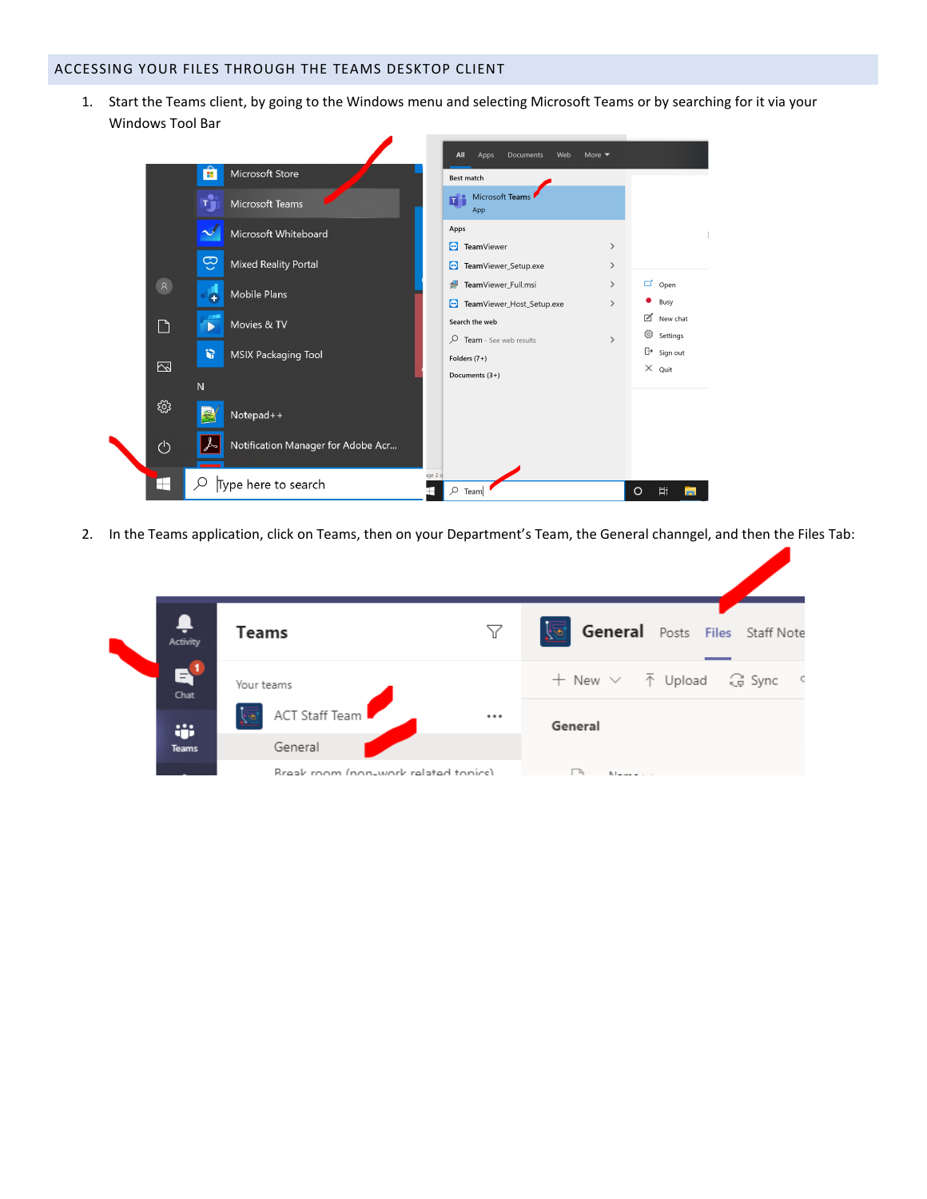## ACCESSING YOUR FILES THROUGH THE TEAMS DESKTOP CLIENT

1. Start the Teams client, by going to the Windows menu and selecting Microsoft Teams or by searching for it via your Windows Tool Bar

2. In the Teams application, click on Teams, then on your Department's Team, the General channgel, and then the Files Tab: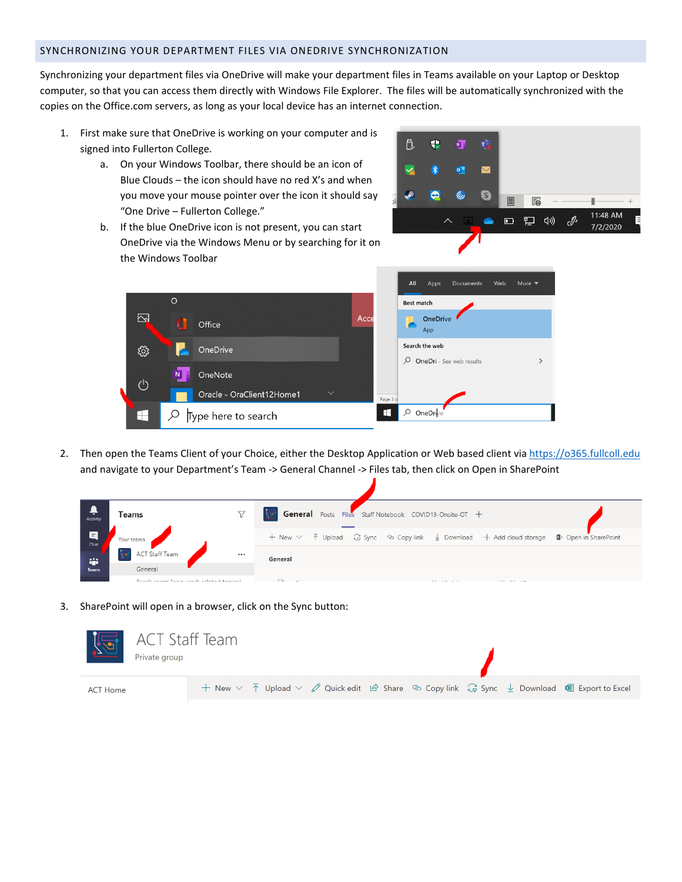## SYNCHRONIZING YOUR DEPARTMENT FILES VIA ONEDRIVE SYNCHRONIZATION

Synchronizing your department files via OneDrive will make your department files in Teams available on your Laptop or Desktop computer, so that you can access them directly with Windows File Explorer. The files will be automatically synchronized with the copies on the Office.com servers, as long as your local device has an internet connection.

1. First make sure that OneDrive is working on your computer and is signed into Fullerton College.
   a. On your Windows Toolbar, there should be an icon of Blue Clouds – the icon should have no red X's and when you move your mouse pointer over the icon it should say "One Drive – Fullerton College."
   b. If the blue OneDrive icon is not present, you can start OneDrive via the Windows Menu or by searching for it on the Windows Toolbar

2. Then open the Teams Client of your Choice, either the Desktop Application or Web based client via https://o365.fullcoll.edu and navigate to your Department's Team -> General Channel -> Files tab, then click on Open in SharePoint

3. SharePoint will open in a browser, click on the Sync button: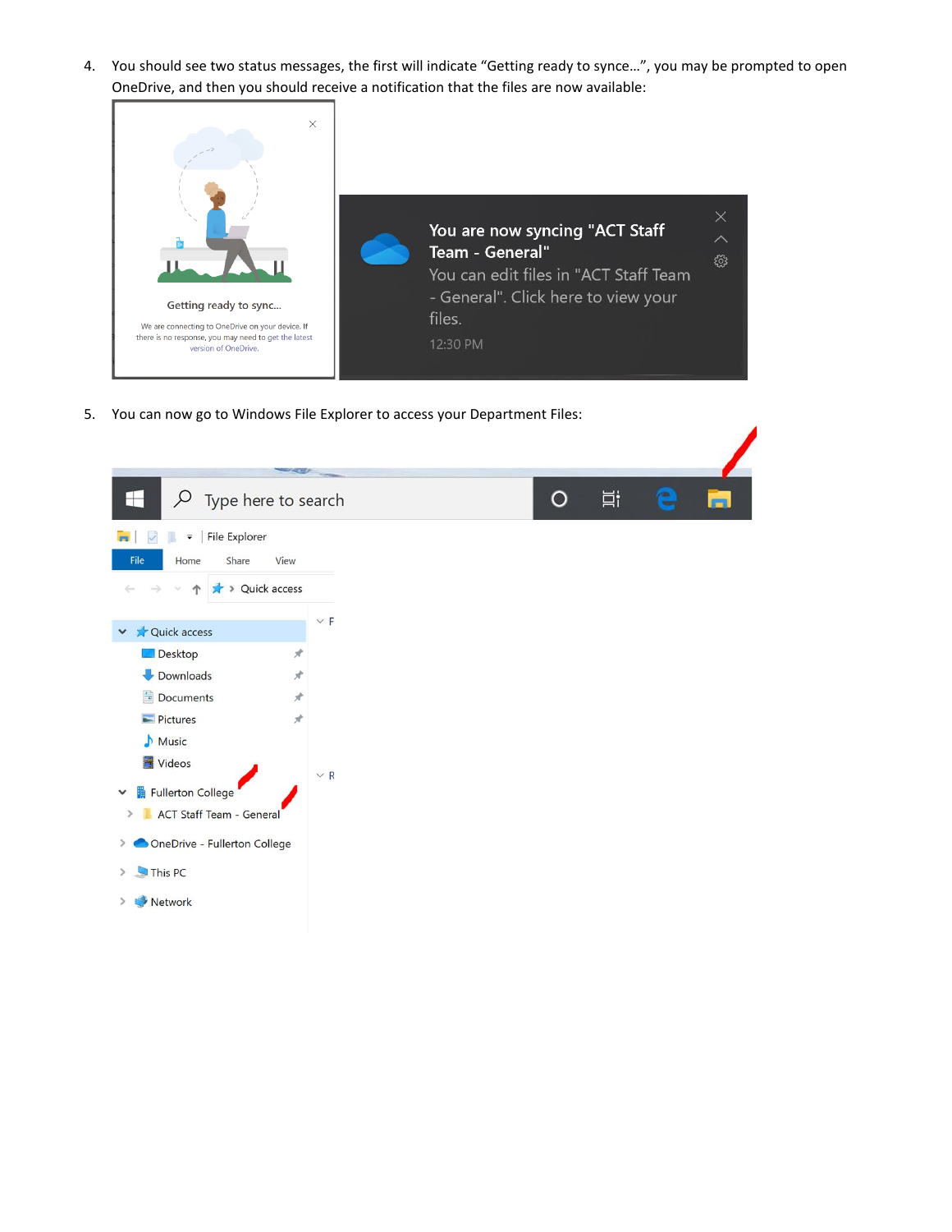4. You should see two status messages, the first will indicate "Getting ready to synce…", you may be prompted to open OneDrive, and then you should receive a notification that the files are now available:

5. You can now go to Windows File Explorer to access your Department Files: